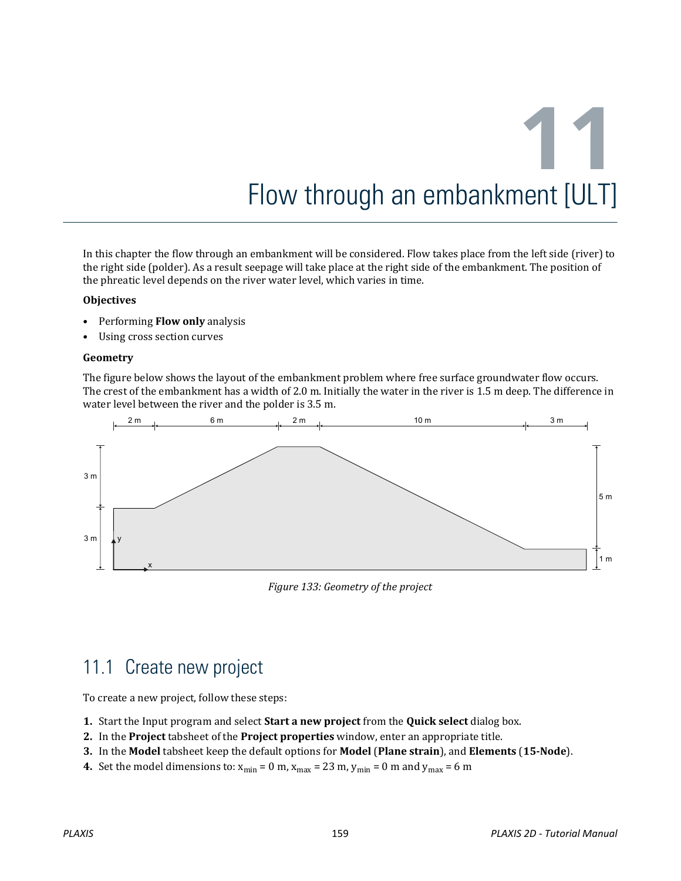# 11 Flow through an embankment [ULT]

In this chapter the flow through an embankment will be considered. Flow takes place from the left side (river) to the right side (polder). As a result seepage will take place at the right side of the embankment. The position of the phreatic level depends on the river water level, which varies in time.

**Objectives**

- Performing **Flow only** analysis
- Using cross section curves

**Geometry**

The figure below shows the layout of the embankment problem where free surface groundwater flow occurs. The crest of the embankment has a width of 2.0 m. Initially the water in the river is 1.5 m deep. The difference in water level between the river and the polder is 3.5 m.

*Figure 133: Geometry of the project*

## 11.1 Create new project

To create a new project, follow these steps:

1. Start the Input program and select **Start a new project** from the **Quick select** dialog box.
2. In the **Project** tabsheet of the **Project properties** window, enter an appropriate title.
3. In the **Model** tabsheet keep the default options for **Model** (**Plane strain**), and **Elements** (**15-Node**).
4. Set the model dimensions to: $x_{min}$ = 0 m, $x_{max}$ = 23 m, $y_{min}$ = 0 m and $y_{max}$ = 6 m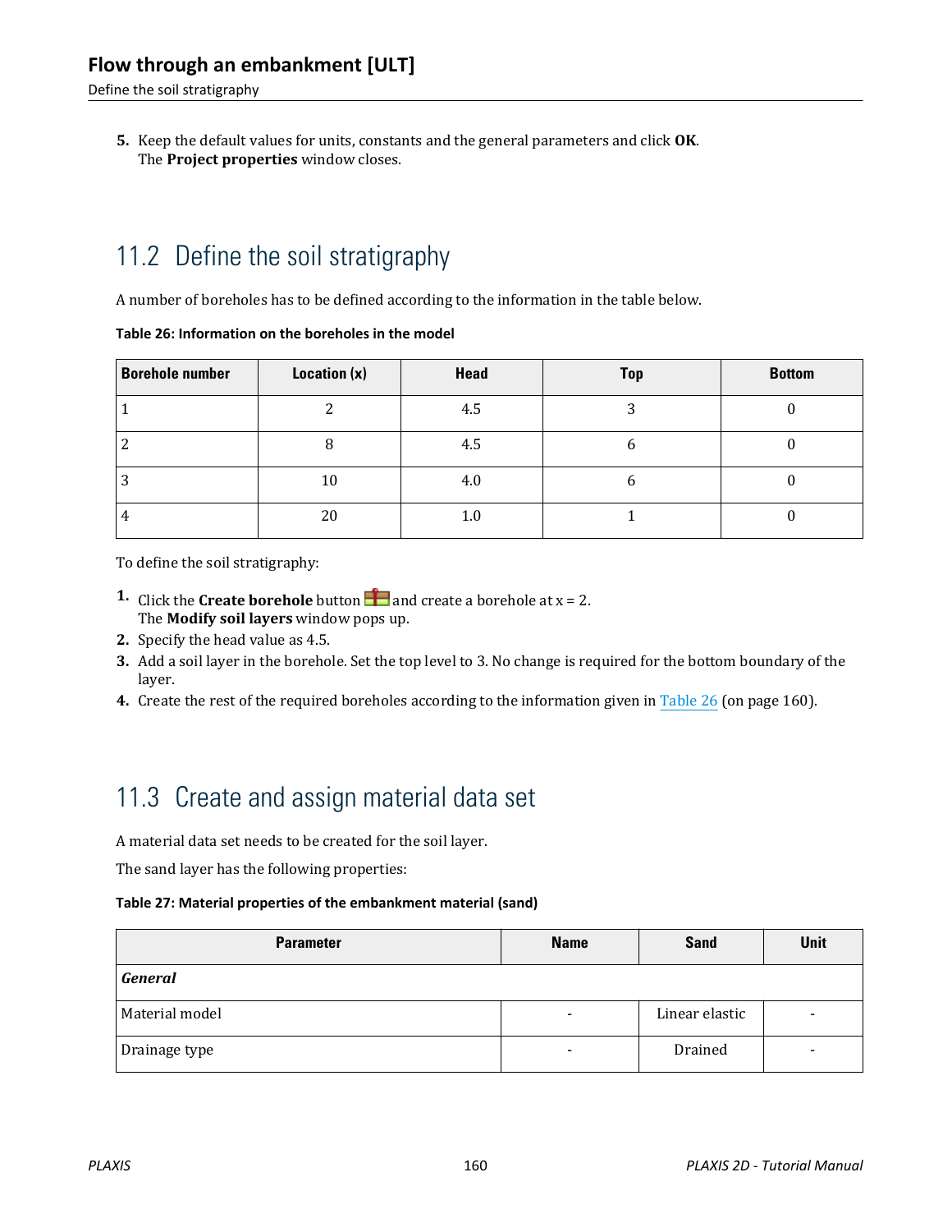5. Keep the default values for units, constants and the general parameters and click **OK**.
   The **Project properties** window closes.

## 11.2 Define the soil stratigraphy

A number of boreholes has to be defined according to the information in the table below.

**Table 26: Information on the boreholes in the model**

| Borehole number | Location (x) | Head | Top | Bottom |
|---|---|---|---|---|
| 1 | 2 | 4.5 | 3 | 0 |
| 2 | 8 | 4.5 | 6 | 0 |
| 3 | 10 | 4.0 | 6 | 0 |
| 4 | 20 | 1.0 | 1 | 0 |

To define the soil stratigraphy:

1. Click the **Create borehole** button and create a borehole at x = 2.
   The **Modify soil layers** window pops up.
2. Specify the head value as 4.5.
3. Add a soil layer in the borehole. Set the top level to 3. No change is required for the bottom boundary of the layer.
4. Create the rest of the required boreholes according to the information given in Table 26 (on page 160).

## 11.3 Create and assign material data set

A material data set needs to be created for the soil layer.

The sand layer has the following properties:

**Table 27: Material properties of the embankment material (sand)**

| Parameter | Name | Sand | Unit |
|---|---|---|---|
| ***General*** | | | |
| Material model | - | Linear elastic | - |
| Drainage type | - | Drained | - |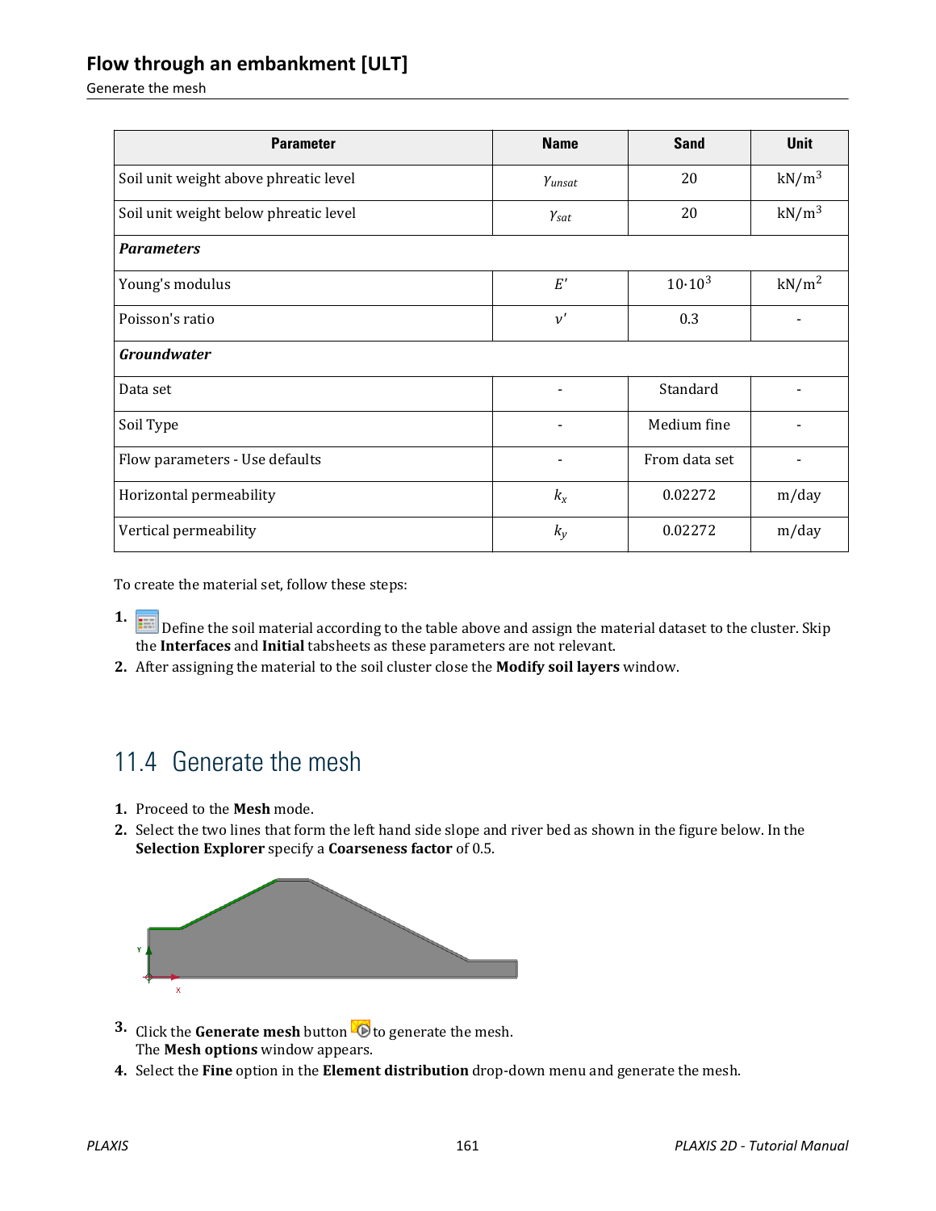| Parameter | Name | Sand | Unit |
| --- | --- | --- | --- |
| Soil unit weight above phreatic level | $\gamma_{unsat}$ | 20 | kN/m$^3$ |
| Soil unit weight below phreatic level | $\gamma_{sat}$ | 20 | kN/m$^3$ |
| ***Parameters*** | | | |
| Young's modulus | $E'$ | $10 \cdot 10^3$ | kN/m$^2$ |
| Poisson's ratio | $\nu'$ | 0.3 | - |
| ***Groundwater*** | | | |
| Data set | - | Standard | - |
| Soil Type | - | Medium fine | - |
| Flow parameters - Use defaults | - | From data set | - |
| Horizontal permeability | $k_x$ | 0.02272 | m/day |
| Vertical permeability | $k_y$ | 0.02272 | m/day |

To create the material set, follow these steps:

1. Define the soil material according to the table above and assign the material dataset to the cluster. Skip the **Interfaces** and **Initial** tabsheets as these parameters are not relevant.
2. After assigning the material to the soil cluster close the **Modify soil layers** window.

## 11.4 Generate the mesh

1. Proceed to the **Mesh** mode.
2. Select the two lines that form the left hand side slope and river bed as shown in the figure below. In the **Selection Explorer** specify a **Coarseness factor** of 0.5.
3. Click the **Generate mesh** button to generate the mesh.
   The **Mesh options** window appears.
4. Select the **Fine** option in the **Element distribution** drop-down menu and generate the mesh.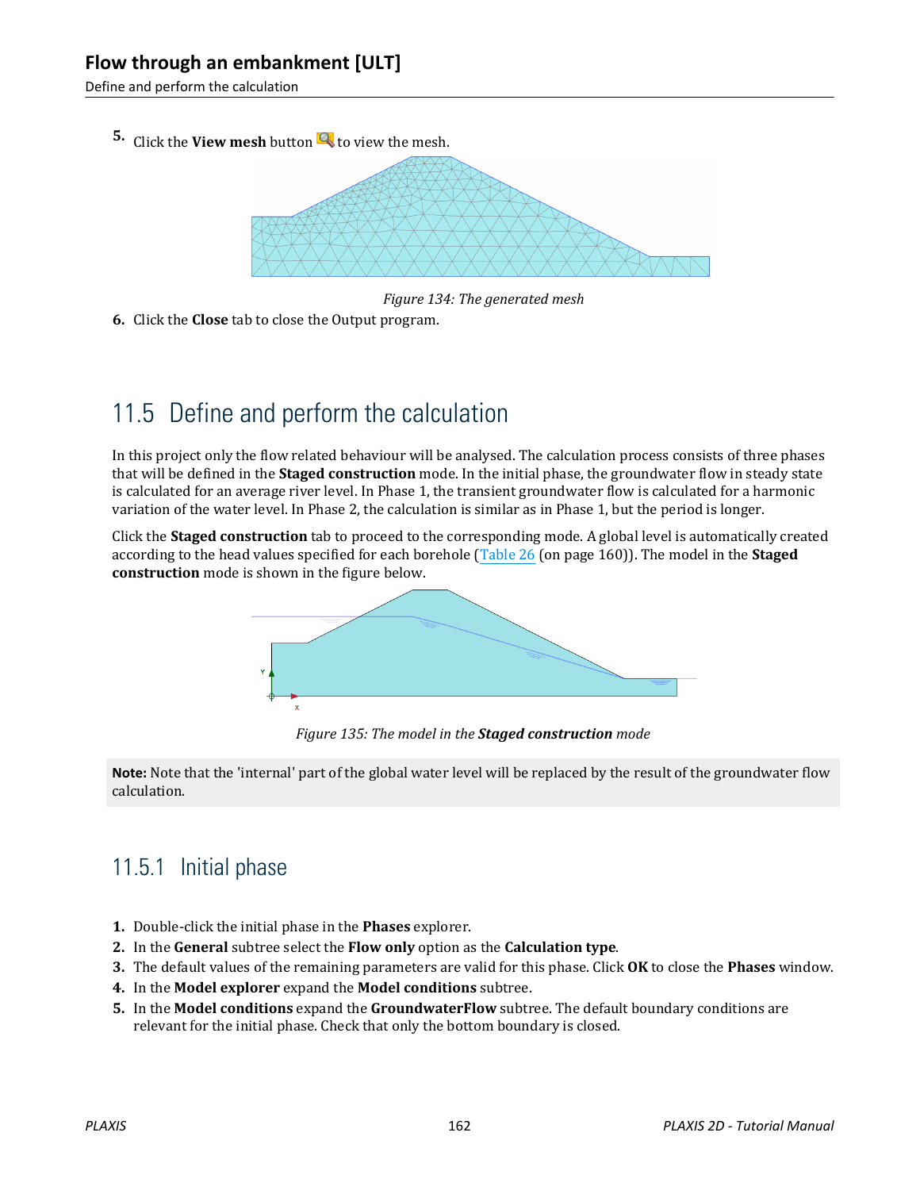5. Click the **View mesh** button to view the mesh.

*Figure 134: The generated mesh*

6. Click the **Close** tab to close the Output program.

## 11.5 Define and perform the calculation

In this project only the flow related behaviour will be analysed. The calculation process consists of three phases that will be defined in the **Staged construction** mode. In the initial phase, the groundwater flow in steady state is calculated for an average river level. In Phase 1, the transient groundwater flow is calculated for a harmonic variation of the water level. In Phase 2, the calculation is similar as in Phase 1, but the period is longer.

Click the **Staged construction** tab to proceed to the corresponding mode. A global level is automatically created according to the head values specified for each borehole (Table 26 (on page 160)). The model in the **Staged construction** mode is shown in the figure below.

*Figure 135: The model in the **Staged construction** mode*

**Note:** Note that the 'internal' part of the global water level will be replaced by the result of the groundwater flow calculation.

### 11.5.1 Initial phase

1. Double-click the initial phase in the **Phases** explorer.
2. In the **General** subtree select the **Flow only** option as the **Calculation type**.
3. The default values of the remaining parameters are valid for this phase. Click **OK** to close the **Phases** window.
4. In the **Model explorer** expand the **Model conditions** subtree.
5. In the **Model conditions** expand the **GroundwaterFlow** subtree. The default boundary conditions are relevant for the initial phase. Check that only the bottom boundary is closed.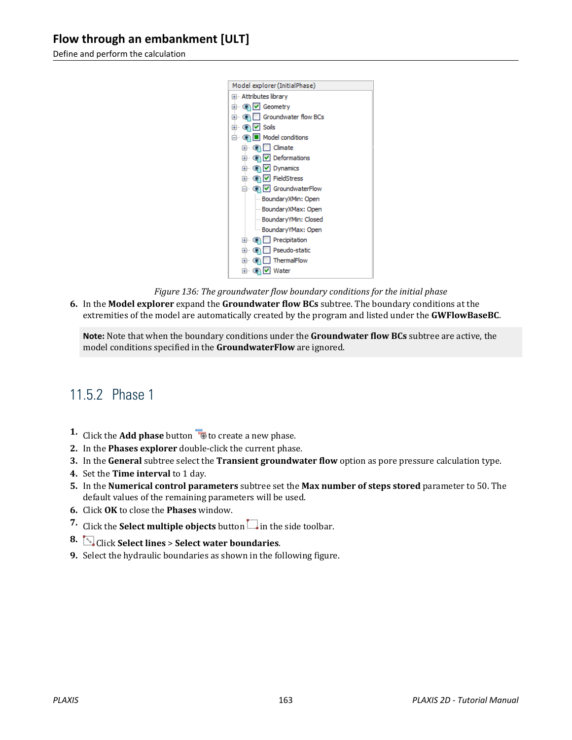Figure 136: *The groundwater flow boundary conditions for the initial phase*

6. In the **Model explorer** expand the **Groundwater flow BCs** subtree. The boundary conditions at the extremities of the model are automatically created by the program and listed under the **GWFlowBaseBC**.

**Note:** Note that when the boundary conditions under the **Groundwater flow BCs** subtree are active, the model conditions specified in the **GroundwaterFlow** are ignored.

## 11.5.2 Phase 1

1. Click the **Add phase** button to create a new phase.
2. In the **Phases explorer** double-click the current phase.
3. In the **General** subtree select the **Transient groundwater flow** option as pore pressure calculation type.
4. Set the **Time interval** to 1 day.
5. In the **Numerical control parameters** subtree set the **Max number of steps stored** parameter to 50. The default values of the remaining parameters will be used.
6. Click **OK** to close the **Phases** window.
7. Click the **Select multiple objects** button in the side toolbar.
8. Click **Select lines** > **Select water boundaries**.
9. Select the hydraulic boundaries as shown in the following figure.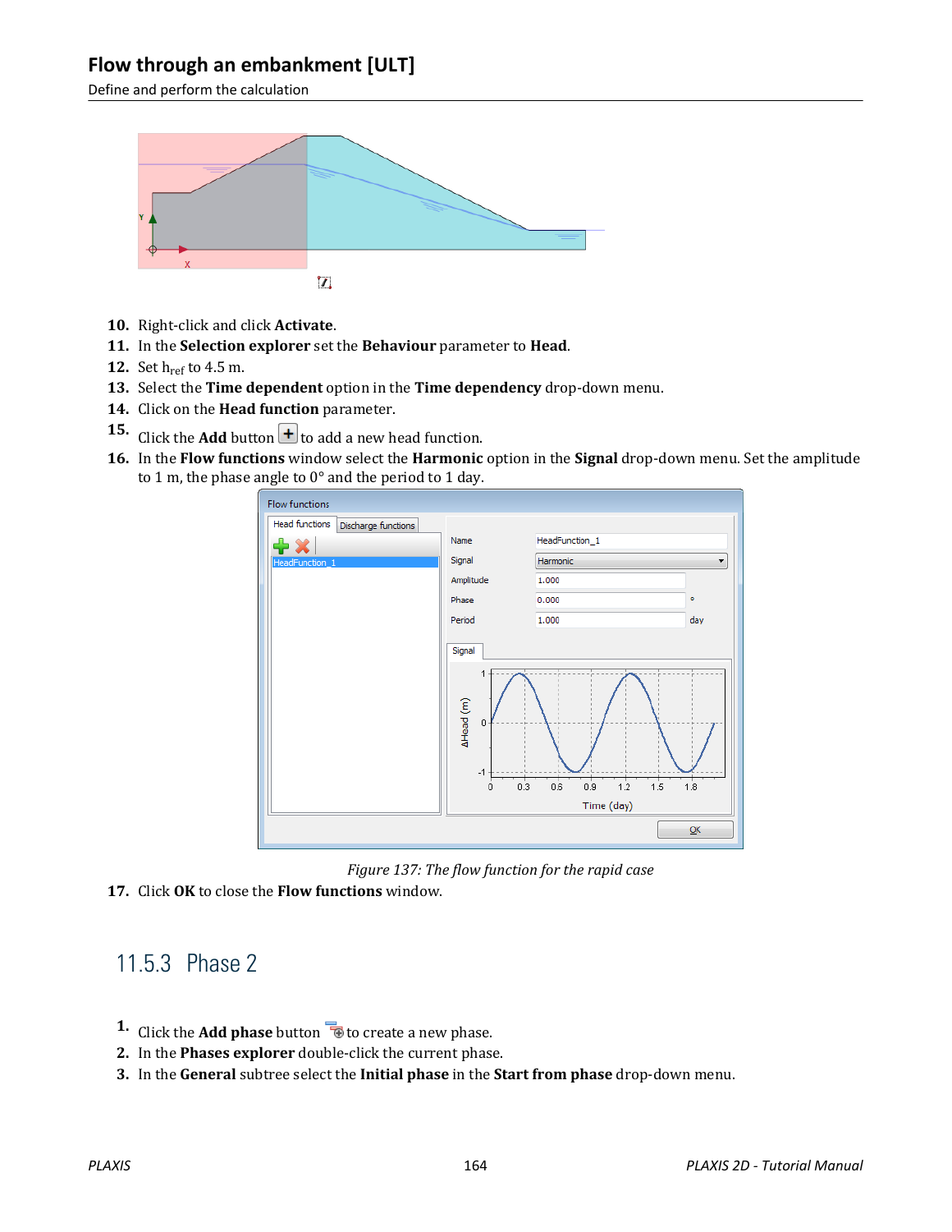10. Right-click and click **Activate**.
11. In the **Selection explorer** set the **Behaviour** parameter to **Head**.
12. Set $h_{ref}$ to 4.5 m.
13. Select the **Time dependent** option in the **Time dependency** drop-down menu.
14. Click on the **Head function** parameter.
15. Click the **Add** button to add a new head function.
16. In the **Flow functions** window select the **Harmonic** option in the **Signal** drop-down menu. Set the amplitude to 1 m, the phase angle to 0° and the period to 1 day.

*Figure 137: The flow function for the rapid case*

17. Click **OK** to close the **Flow functions** window.

## 11.5.3 Phase 2

1. Click the **Add phase** button to create a new phase.
2. In the **Phases explorer** double-click the current phase.
3. In the **General** subtree select the **Initial phase** in the **Start from phase** drop-down menu.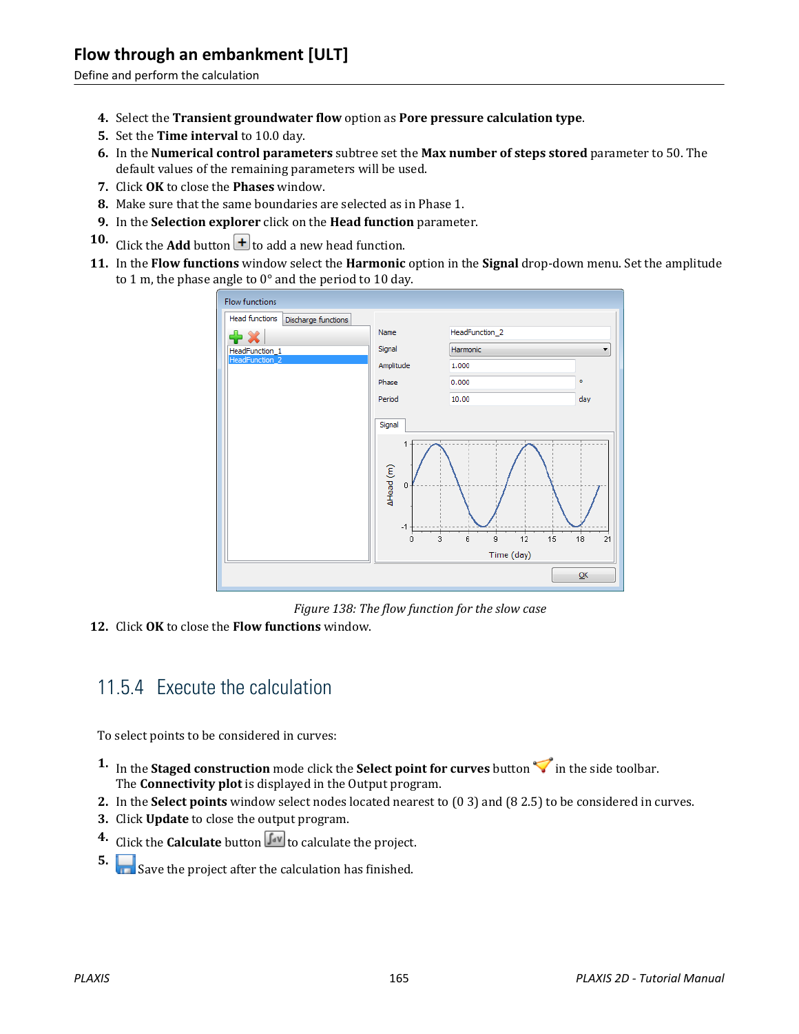4. Select the **Transient groundwater flow** option as **Pore pressure calculation type**.
5. Set the **Time interval** to 10.0 day.
6. In the **Numerical control parameters** subtree set the **Max number of steps stored** parameter to 50. The default values of the remaining parameters will be used.
7. Click **OK** to close the **Phases** window.
8. Make sure that the same boundaries are selected as in Phase 1.
9. In the **Selection explorer** click on the **Head function** parameter.
10. Click the **Add** button to add a new head function.
11. In the **Flow functions** window select the **Harmonic** option in the **Signal** drop-down menu. Set the amplitude to 1 m, the phase angle to 0° and the period to 10 day.

*Figure 138: The flow function for the slow case*

12. Click **OK** to close the **Flow functions** window.

## 11.5.4 Execute the calculation

To select points to be considered in curves:

1. In the **Staged construction** mode click the **Select point for curves** button in the side toolbar. The **Connectivity plot** is displayed in the Output program.
2. In the **Select points** window select nodes located nearest to (0 3) and (8 2.5) to be considered in curves.
3. Click **Update** to close the output program.
4. Click the **Calculate** button to calculate the project.
5. Save the project after the calculation has finished.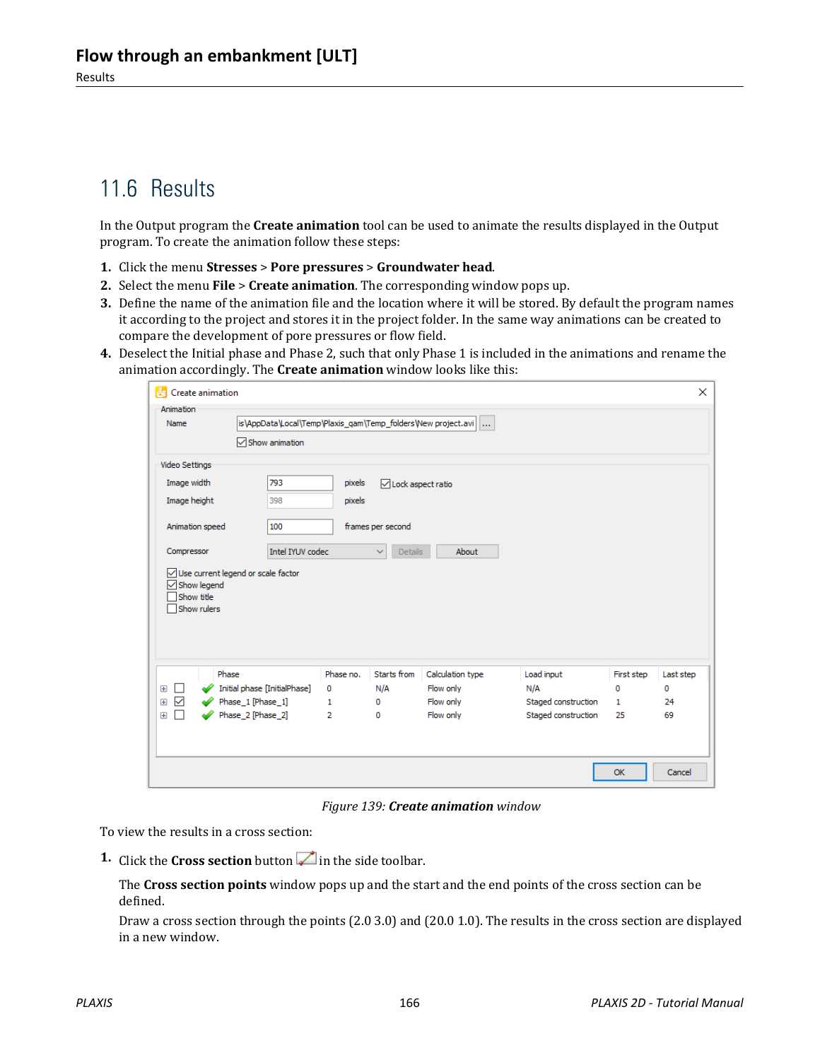## 11.6 Results

In the Output program the **Create animation** tool can be used to animate the results displayed in the Output program. To create the animation follow these steps:

1. Click the menu **Stresses** > **Pore pressures** > **Groundwater head**.
2. Select the menu **File** > **Create animation**. The corresponding window pops up.
3. Define the name of the animation file and the location where it will be stored. By default the program names it according to the project and stores it in the project folder. In the same way animations can be created to compare the development of pore pressures or flow field.
4. Deselect the Initial phase and Phase 2, such that only Phase 1 is included in the animations and rename the animation accordingly. The **Create animation** window looks like this:

*Figure 139: **Create animation** window*

To view the results in a cross section:

1. Click the **Cross section** button in the side toolbar.

   The **Cross section points** window pops up and the start and the end points of the cross section can be defined.

   Draw a cross section through the points (2.0 3.0) and (20.0 1.0). The results in the cross section are displayed in a new window.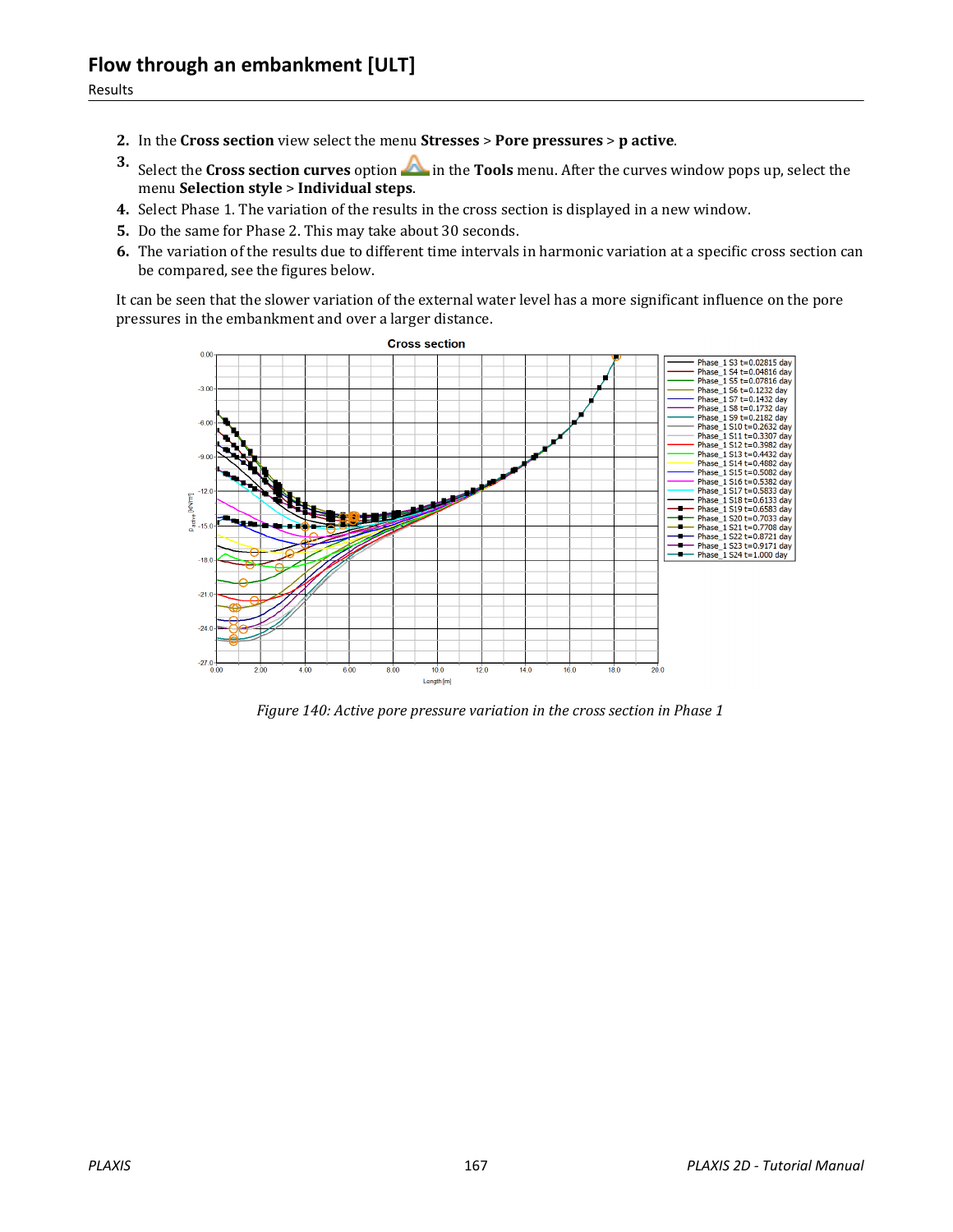2. In the **Cross section** view select the menu **Stresses** > **Pore pressures** > **p active**.
3. Select the **Cross section curves** option in the **Tools** menu. After the curves window pops up, select the menu **Selection style** > **Individual steps**.
4. Select Phase 1. The variation of the results in the cross section is displayed in a new window.
5. Do the same for Phase 2. This may take about 30 seconds.
6. The variation of the results due to different time intervals in harmonic variation at a specific cross section can be compared, see the figures below.

It can be seen that the slower variation of the external water level has a more significant influence on the pore pressures in the embankment and over a larger distance.

*Figure 140: Active pore pressure variation in the cross section in Phase 1*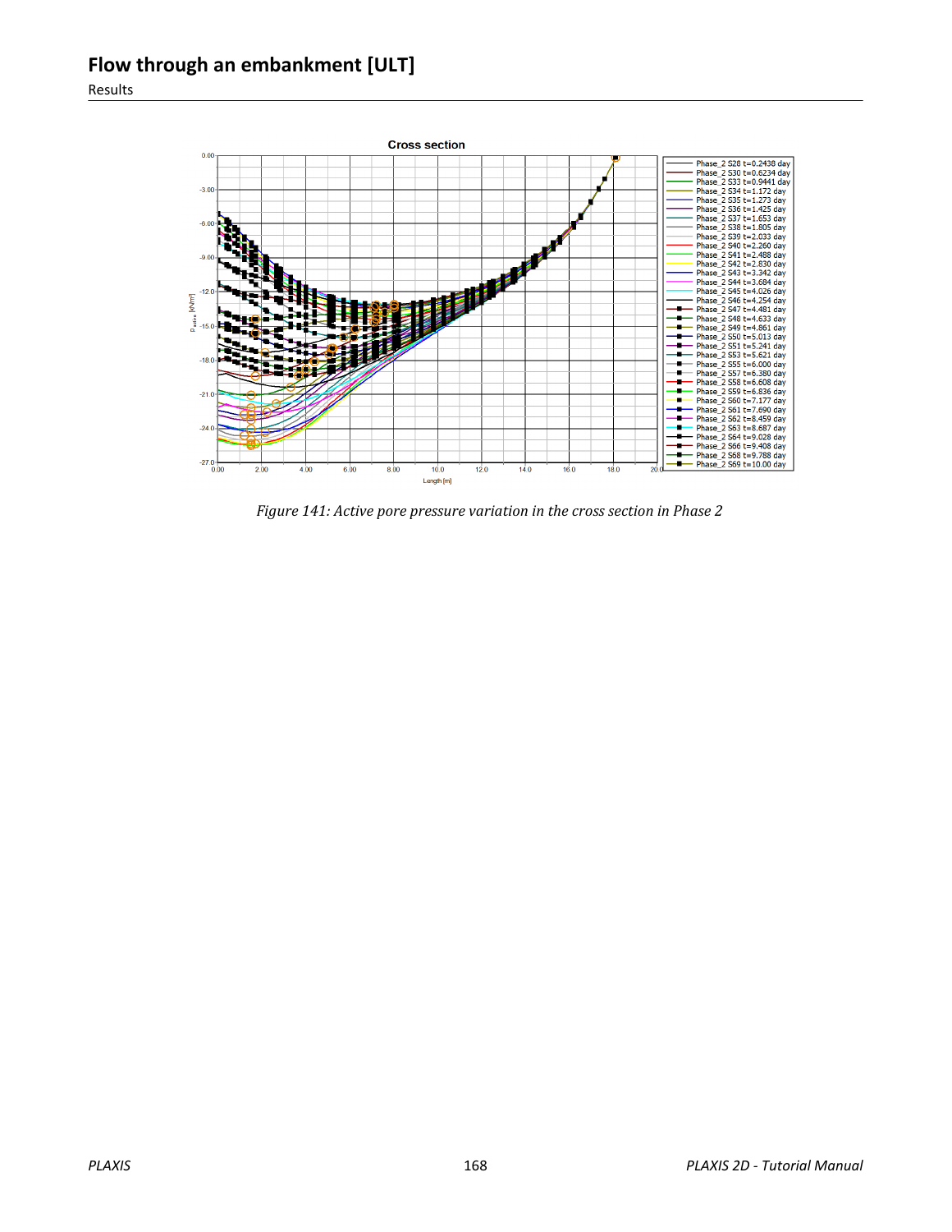Cross section

0.00
-3.00
-6.00
-9.00
-12.0
-15.0
-18.0
-21.0
-24.0
-27.0

$p_{active}$ [kN/m²]

0.00 2.00 4.00 6.00 8.00 10.0 12.0 14.0 16.0 18.0 20.0

Length [m]

Phase_2 S28 t=0.2438 day
Phase_2 S30 t=0.6234 day
Phase_2 S33 t=0.9441 day
Phase_2 S34 t=1.172 day
Phase_2 S35 t=1.273 day
Phase_2 S36 t=1.425 day
Phase_2 S37 t=1.653 day
Phase_2 S38 t=1.805 day
Phase_2 S39 t=2.033 day
Phase_2 S40 t=2.260 day
Phase_2 S41 t=2.488 day
Phase_2 S42 t=2.830 day
Phase_2 S43 t=3.342 day
Phase_2 S44 t=3.684 day
Phase_2 S45 t=4.026 day
Phase_2 S46 t=4.254 day
Phase_2 S47 t=4.481 day
Phase_2 S48 t=4.633 day
Phase_2 S49 t=4.861 day
Phase_2 S50 t=5.013 day
Phase_2 S51 t=5.241 day
Phase_2 S53 t=5.621 day
Phase_2 S55 t=6.000 day
Phase_2 S57 t=6.380 day
Phase_2 S58 t=6.608 day
Phase_2 S59 t=6.836 day
Phase_2 S60 t=7.177 day
Phase_2 S61 t=7.690 day
Phase_2 S62 t=8.459 day
Phase_2 S63 t=8.687 day
Phase_2 S64 t=9.028 day
Phase_2 S66 t=9.408 day
Phase_2 S68 t=9.788 day
Phase_2 S69 t=10.00 day

*Figure 141: Active pore pressure variation in the cross section in Phase 2*